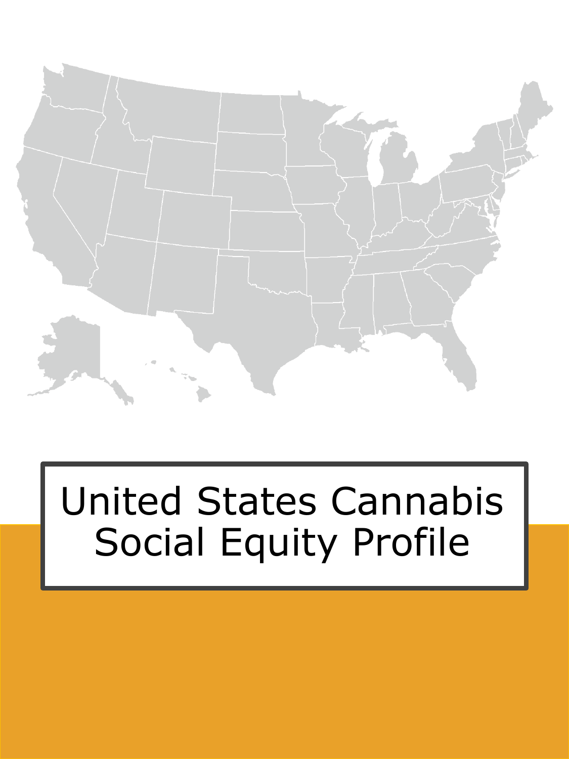# United States Cannabis Social Equity Profile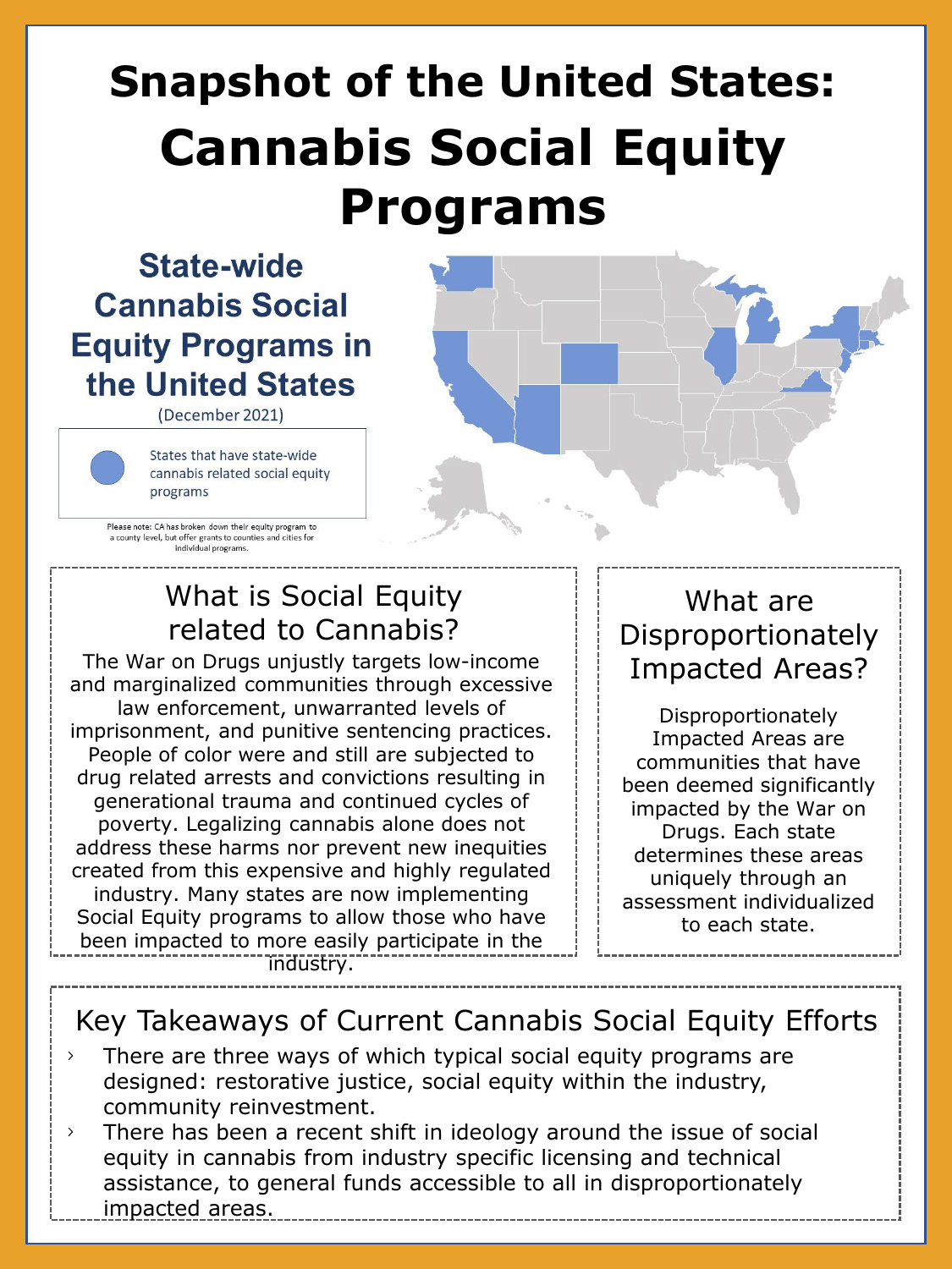# Snapshot of the United States: Cannabis Social Equity Programs

## State-wide Cannabis Social Equity Programs in the United States

(December 2021)

States that have state-wide cannabis related social equity programs

Please note: CA has broken down their equity program to a county level, but offer grants to counties and cities for individual programs.

## What is Social Equity related to Cannabis?

The War on Drugs unjustly targets low-income and marginalized communities through excessive law enforcement, unwarranted levels of imprisonment, and punitive sentencing practices. People of color were and still are subjected to drug related arrests and convictions resulting in generational trauma and continued cycles of poverty. Legalizing cannabis alone does not address these harms nor prevent new inequities created from this expensive and highly regulated industry. Many states are now implementing Social Equity programs to allow those who have been impacted to more easily participate in the industry.

## What are Disproportionately Impacted Areas?

Disproportionately Impacted Areas are communities that have been deemed significantly impacted by the War on Drugs. Each state determines these areas uniquely through an assessment individualized to each state.

## Key Takeaways of Current Cannabis Social Equity Efforts

- There are three ways of which typical social equity programs are designed: restorative justice, social equity within the industry, community reinvestment.
- There has been a recent shift in ideology around the issue of social equity in cannabis from industry specific licensing and technical assistance, to general funds accessible to all in disproportionately impacted areas.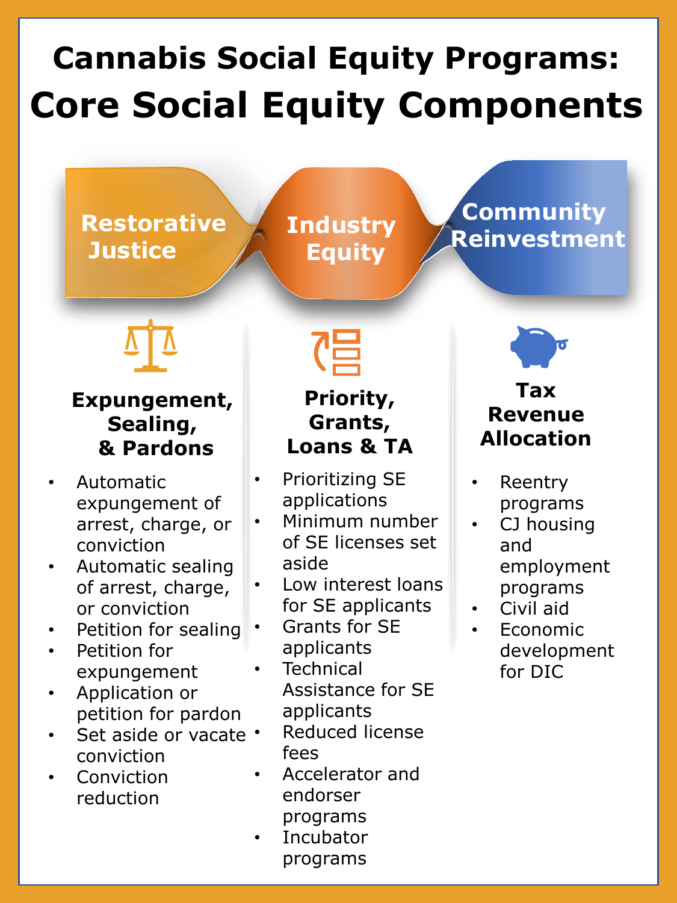# Cannabis Social Equity Programs: Core Social Equity Components

## Restorative Justice

### Expungement, Sealing, & Pardons

- Automatic expungement of arrest, charge, or conviction
- Automatic sealing of arrest, charge, or conviction
- Petition for sealing
- Petition for expungement
- Application or petition for pardon
- Set aside or vacate conviction
- Conviction reduction

## Industry Equity

### Priority, Grants, Loans & TA

- Prioritizing SE applications
- Minimum number of SE licenses set aside
- Low interest loans for SE applicants
- Grants for SE applicants
- Technical Assistance for SE applicants
- Reduced license fees
- Accelerator and endorser programs
- Incubator programs

## Community Reinvestment

### Tax Revenue Allocation

- Reentry programs
- CJ housing and employment programs
- Civil aid
- Economic development for DIC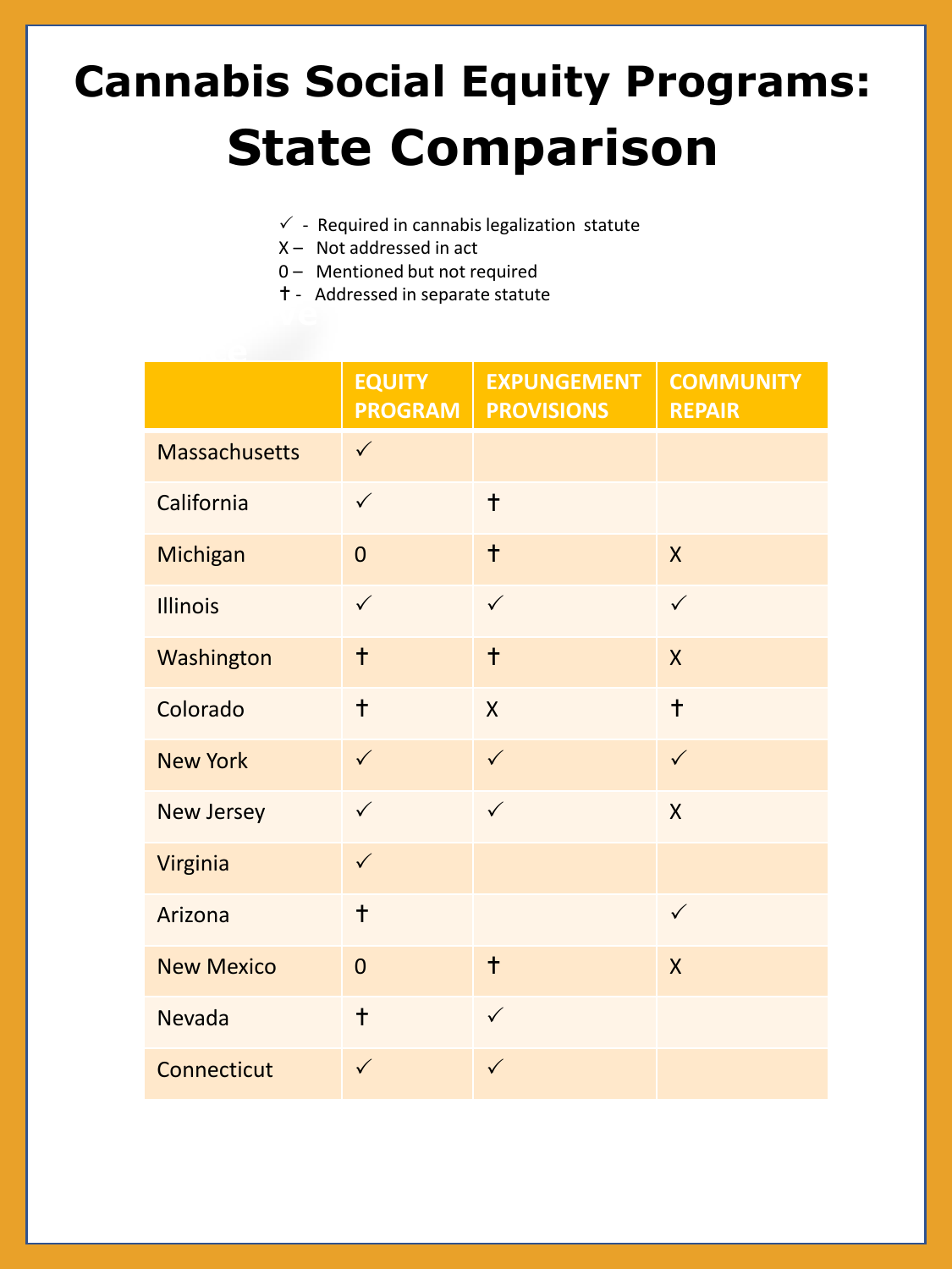# Cannabis Social Equity Programs: State Comparison

✓ - Required in cannabis legalization statute
X – Not addressed in act
0 – Mentioned but not required
† - Addressed in separate statute

| | EQUITY PROGRAM | EXPUNGEMENT PROVISIONS | COMMUNITY REPAIR |
|---|---|---|---|
| Massachusetts | ✓ | | |
| California | ✓ | † | |
| Michigan | 0 | † | X |
| Illinois | ✓ | ✓ | ✓ |
| Washington | † | † | X |
| Colorado | † | X | † |
| New York | ✓ | ✓ | ✓ |
| New Jersey | ✓ | ✓ | X |
| Virginia | ✓ | | |
| Arizona | † | | ✓ |
| New Mexico | 0 | † | X |
| Nevada | † | ✓ | |
| Connecticut | ✓ | ✓ | |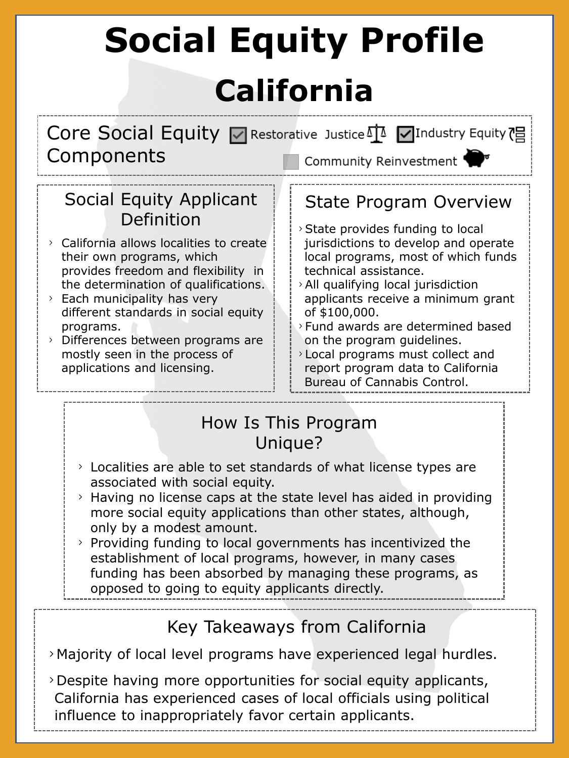# Social Equity Profile

# California

## Core Social Equity Components

- [x] Restorative Justice
- [x] Industry Equity
- [ ] Community Reinvestment

## Social Equity Applicant Definition

- California allows localities to create their own programs, which provides freedom and flexibility in the determination of qualifications.
- Each municipality has very different standards in social equity programs.
- Differences between programs are mostly seen in the process of applications and licensing.

## State Program Overview

- State provides funding to local jurisdictions to develop and operate local programs, most of which funds technical assistance.
- All qualifying local jurisdiction applicants receive a minimum grant of $100,000.
- Fund awards are determined based on the program guidelines.
- Local programs must collect and report program data to California Bureau of Cannabis Control.

## How Is This Program Unique?

- Localities are able to set standards of what license types are associated with social equity.
- Having no license caps at the state level has aided in providing more social equity applications than other states, although, only by a modest amount.
- Providing funding to local governments has incentivized the establishment of local programs, however, in many cases funding has been absorbed by managing these programs, as opposed to going to equity applicants directly.

## Key Takeaways from California

- Majority of local level programs have experienced legal hurdles.
- Despite having more opportunities for social equity applicants, California has experienced cases of local officials using political influence to inappropriately favor certain applicants.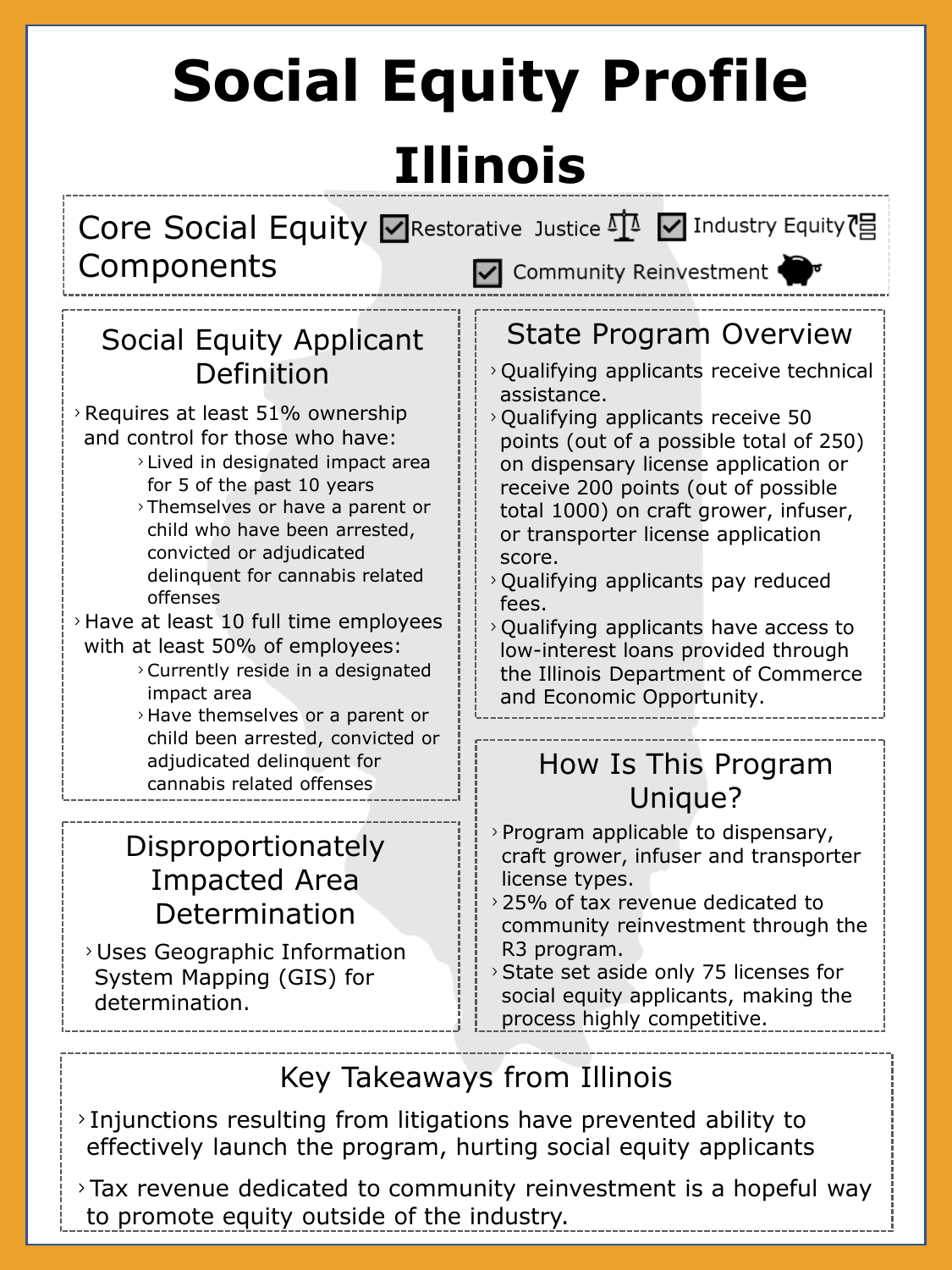# Social Equity Profile Illinois

## Core Social Equity Components

- ☑ Restorative Justice
- ☑ Industry Equity
- ☑ Community Reinvestment

## Social Equity Applicant Definition

- Requires at least 51% ownership and control for those who have:
  - Lived in designated impact area for 5 of the past 10 years
  - Themselves or have a parent or child who have been arrested, convicted or adjudicated delinquent for cannabis related offenses
- Have at least 10 full time employees with at least 50% of employees:
  - Currently reside in a designated impact area
  - Have themselves or a parent or child been arrested, convicted or adjudicated delinquent for cannabis related offenses

## Disproportionately Impacted Area Determination

- Uses Geographic Information System Mapping (GIS) for determination.

## State Program Overview

- Qualifying applicants receive technical assistance.
- Qualifying applicants receive 50 points (out of a possible total of 250) on dispensary license application or receive 200 points (out of possible total 1000) on craft grower, infuser, or transporter license application score.
- Qualifying applicants pay reduced fees.
- Qualifying applicants have access to low-interest loans provided through the Illinois Department of Commerce and Economic Opportunity.

## How Is This Program Unique?

- Program applicable to dispensary, craft grower, infuser and transporter license types.
- 25% of tax revenue dedicated to community reinvestment through the R3 program.
- State set aside only 75 licenses for social equity applicants, making the process highly competitive.

## Key Takeaways from Illinois

- Injunctions resulting from litigations have prevented ability to effectively launch the program, hurting social equity applicants
- Tax revenue dedicated to community reinvestment is a hopeful way to promote equity outside of the industry.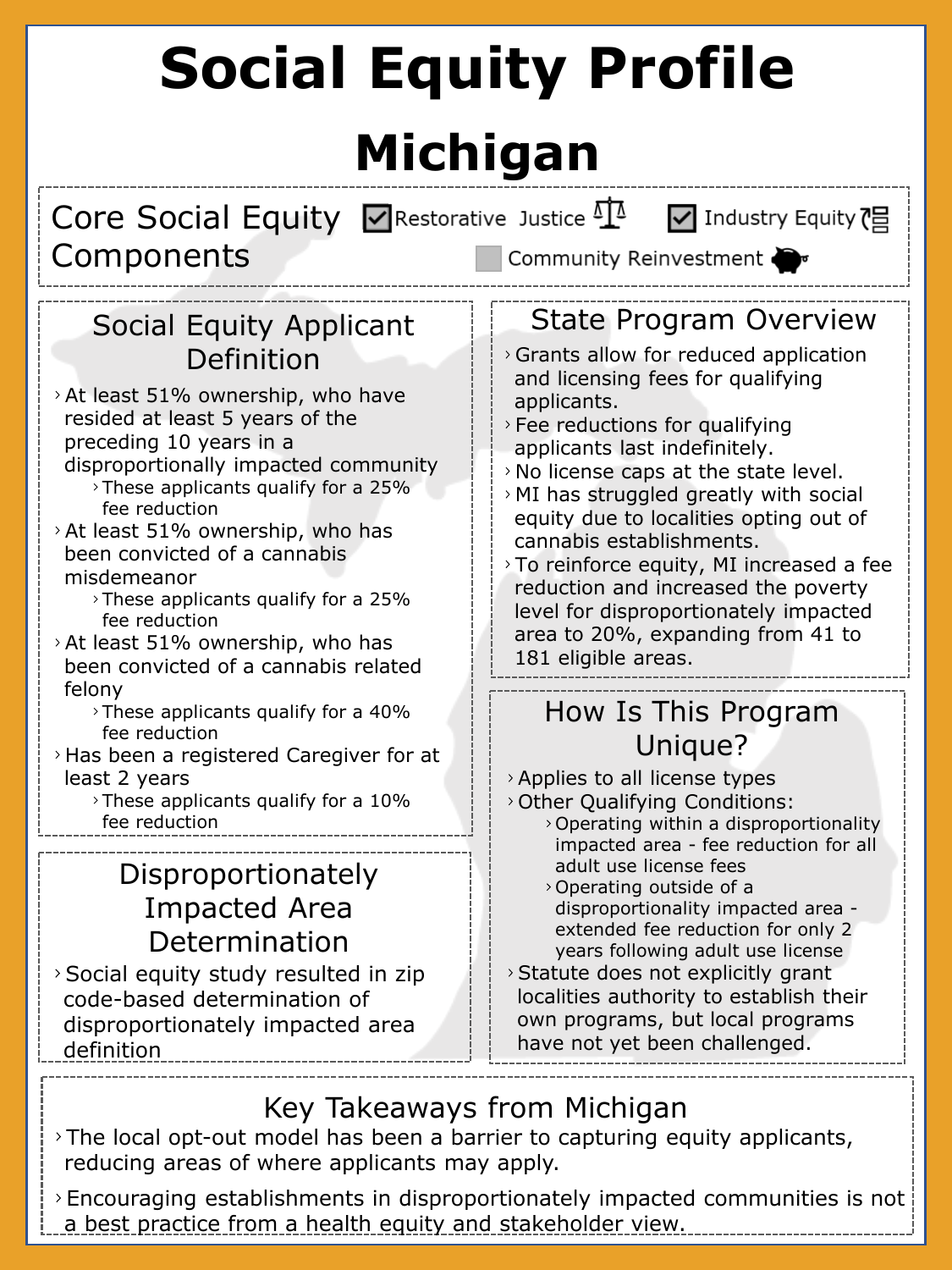# Social Equity Profile

# Michigan

## Core Social Equity Components

- [x] Restorative Justice
- [x] Industry Equity
- [ ] Community Reinvestment

## Social Equity Applicant Definition

- At least 51% ownership, who have resided at least 5 years of the preceding 10 years in a disproportionally impacted community
  - These applicants qualify for a 25% fee reduction
- At least 51% ownership, who has been convicted of a cannabis misdemeanor
  - These applicants qualify for a 25% fee reduction
- At least 51% ownership, who has been convicted of a cannabis related felony
  - These applicants qualify for a 40% fee reduction
- Has been a registered Caregiver for at least 2 years
  - These applicants qualify for a 10% fee reduction

## Disproportionately Impacted Area Determination

- Social equity study resulted in zip code-based determination of disproportionately impacted area definition

## State Program Overview

- Grants allow for reduced application and licensing fees for qualifying applicants.
- Fee reductions for qualifying applicants last indefinitely.
- No license caps at the state level.
- MI has struggled greatly with social equity due to localities opting out of cannabis establishments.
- To reinforce equity, MI increased a fee reduction and increased the poverty level for disproportionately impacted area to 20%, expanding from 41 to 181 eligible areas.

## How Is This Program Unique?

- Applies to all license types
- Other Qualifying Conditions:
  - Operating within a disproportionality impacted area - fee reduction for all adult use license fees
  - Operating outside of a disproportionality impacted area - extended fee reduction for only 2 years following adult use license
- Statute does not explicitly grant localities authority to establish their own programs, but local programs have not yet been challenged.

## Key Takeaways from Michigan

- The local opt-out model has been a barrier to capturing equity applicants, reducing areas of where applicants may apply.
- Encouraging establishments in disproportionately impacted communities is not a best practice from a health equity and stakeholder view.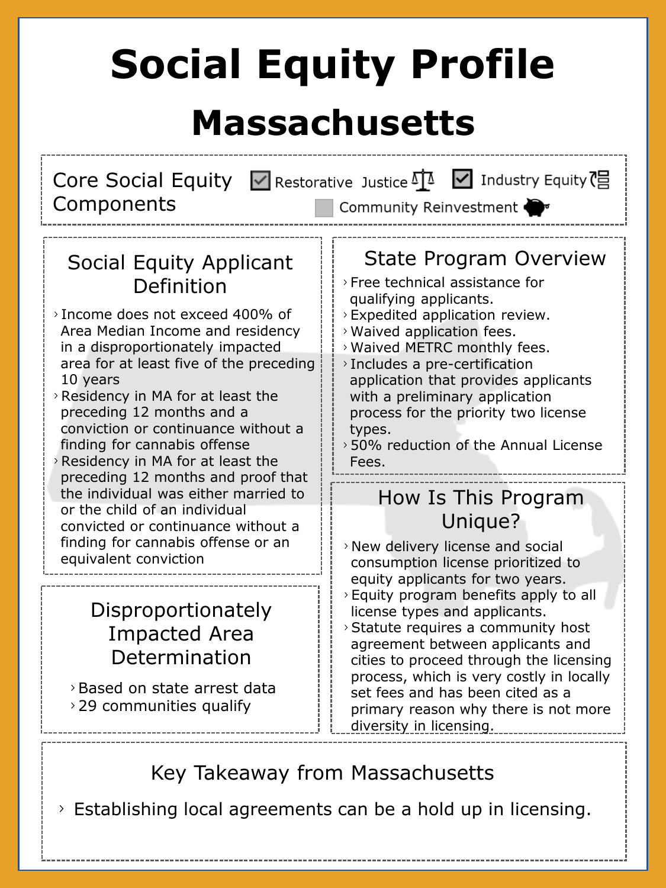# Social Equity Profile

# Massachusetts

**Core Social Equity Components**

- [x] Restorative Justice
- [x] Industry Equity
- [ ] Community Reinvestment

## Social Equity Applicant Definition

- Income does not exceed 400% of Area Median Income and residency in a disproportionately impacted area for at least five of the preceding 10 years
- Residency in MA for at least the preceding 12 months and a conviction or continuance without a finding for cannabis offense
- Residency in MA for at least the preceding 12 months and proof that the individual was either married to or the child of an individual convicted or continuance without a finding for cannabis offense or an equivalent conviction

## Disproportionately Impacted Area Determination

- Based on state arrest data
- 29 communities qualify

## State Program Overview

- Free technical assistance for qualifying applicants.
- Expedited application review.
- Waived application fees.
- Waived METRC monthly fees.
- Includes a pre-certification application that provides applicants with a preliminary application process for the priority two license types.
- 50% reduction of the Annual License Fees.

## How Is This Program Unique?

- New delivery license and social consumption license prioritized to equity applicants for two years.
- Equity program benefits apply to all license types and applicants.
- Statute requires a community host agreement between applicants and cities to proceed through the licensing process, which is very costly in locally set fees and has been cited as a primary reason why there is not more diversity in licensing.

## Key Takeaway from Massachusetts

- Establishing local agreements can be a hold up in licensing.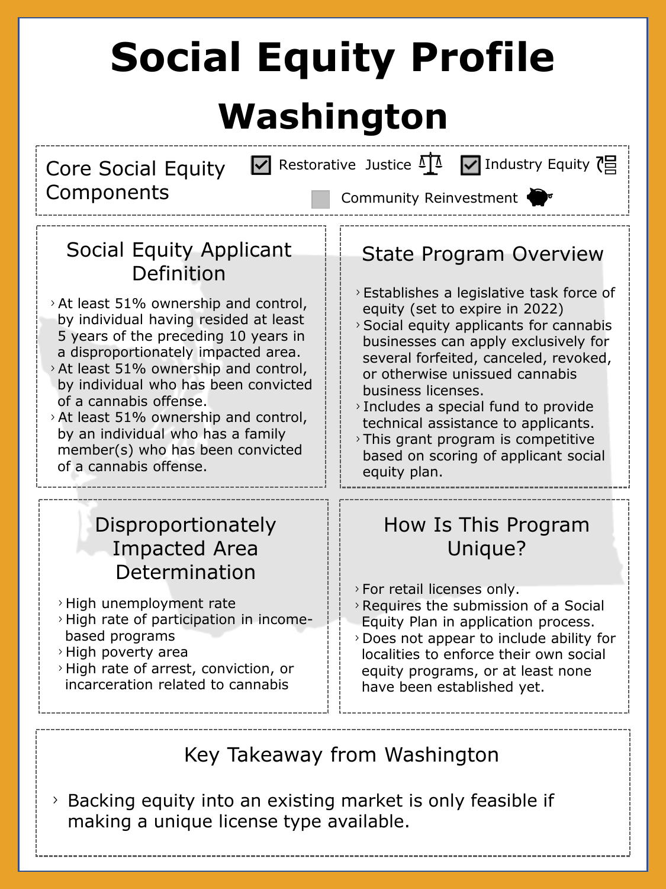# Social Equity Profile

# Washington

## Core Social Equity Components

- [x] Restorative Justice
- [x] Industry Equity
- [ ] Community Reinvestment

## Social Equity Applicant Definition

- At least 51% ownership and control, by individual having resided at least 5 years of the preceding 10 years in a disproportionately impacted area.
- At least 51% ownership and control, by individual who has been convicted of a cannabis offense.
- At least 51% ownership and control, by an individual who has a family member(s) who has been convicted of a cannabis offense.

## State Program Overview

- Establishes a legislative task force of equity (set to expire in 2022)
- Social equity applicants for cannabis businesses can apply exclusively for several forfeited, canceled, revoked, or otherwise unissued cannabis business licenses.
- Includes a special fund to provide technical assistance to applicants.
- This grant program is competitive based on scoring of applicant social equity plan.

## Disproportionately Impacted Area Determination

- High unemployment rate
- High rate of participation in income-based programs
- High poverty area
- High rate of arrest, conviction, or incarceration related to cannabis

## How Is This Program Unique?

- For retail licenses only.
- Requires the submission of a Social Equity Plan in application process.
- Does not appear to include ability for localities to enforce their own social equity programs, or at least none have been established yet.

## Key Takeaway from Washington

- Backing equity into an existing market is only feasible if making a unique license type available.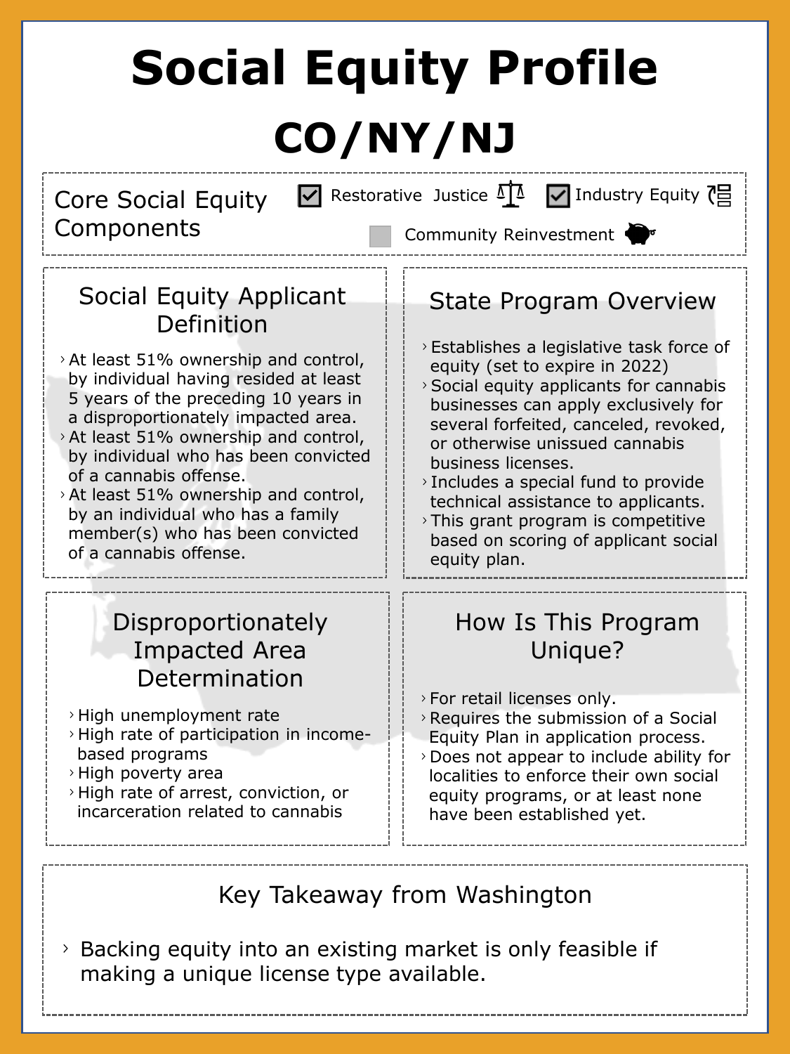# Social Equity Profile

# CO/NY/NJ

## Core Social Equity Components

- ☑ Restorative Justice
- ☑ Industry Equity
- ☐ Community Reinvestment

## Social Equity Applicant Definition

- At least 51% ownership and control, by individual having resided at least 5 years of the preceding 10 years in a disproportionately impacted area.
- At least 51% ownership and control, by individual who has been convicted of a cannabis offense.
- At least 51% ownership and control, by an individual who has a family member(s) who has been convicted of a cannabis offense.

## State Program Overview

- Establishes a legislative task force of equity (set to expire in 2022)
- Social equity applicants for cannabis businesses can apply exclusively for several forfeited, canceled, revoked, or otherwise unissued cannabis business licenses.
- Includes a special fund to provide technical assistance to applicants.
- This grant program is competitive based on scoring of applicant social equity plan.

## Disproportionately Impacted Area Determination

- High unemployment rate
- High rate of participation in income-based programs
- High poverty area
- High rate of arrest, conviction, or incarceration related to cannabis

## How Is This Program Unique?

- For retail licenses only.
- Requires the submission of a Social Equity Plan in application process.
- Does not appear to include ability for localities to enforce their own social equity programs, or at least none have been established yet.

## Key Takeaway from Washington

- Backing equity into an existing market is only feasible if making a unique license type available.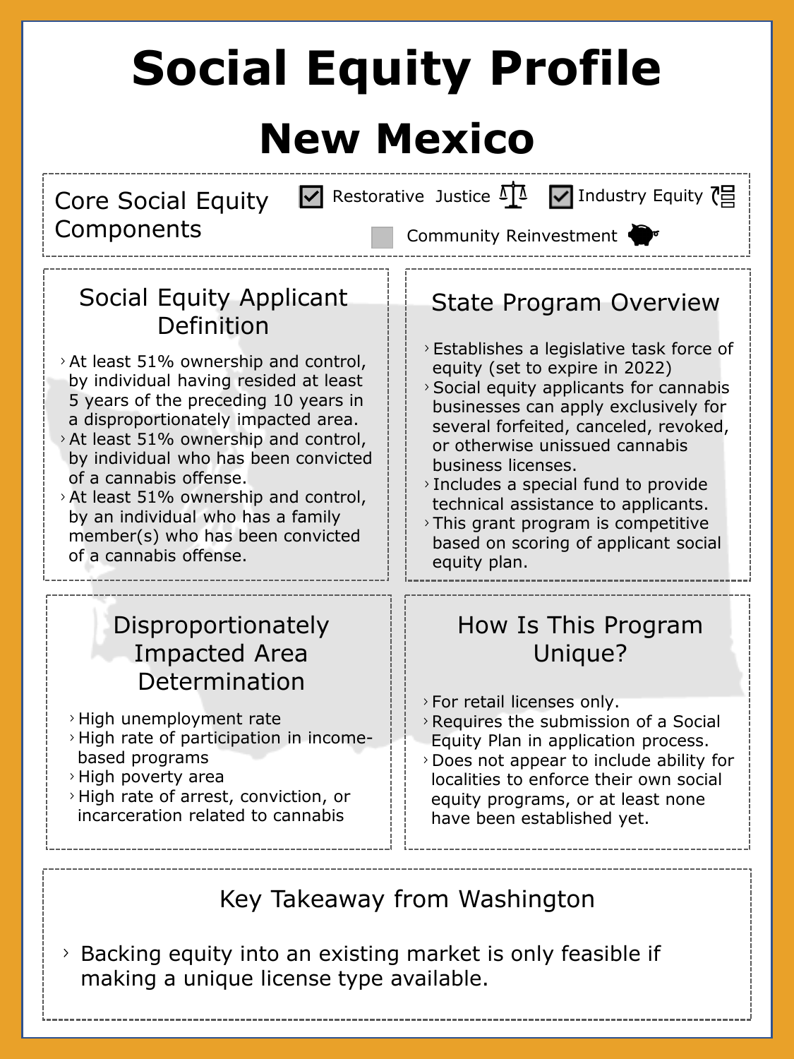# Social Equity Profile

# New Mexico

## Core Social Equity Components

- [x] Restorative Justice
- [x] Industry Equity
- [ ] Community Reinvestment

## Social Equity Applicant Definition

- At least 51% ownership and control, by individual having resided at least 5 years of the preceding 10 years in a disproportionately impacted area.
- At least 51% ownership and control, by individual who has been convicted of a cannabis offense.
- At least 51% ownership and control, by an individual who has a family member(s) who has been convicted of a cannabis offense.

## State Program Overview

- Establishes a legislative task force of equity (set to expire in 2022)
- Social equity applicants for cannabis businesses can apply exclusively for several forfeited, canceled, revoked, or otherwise unissued cannabis business licenses.
- Includes a special fund to provide technical assistance to applicants.
- This grant program is competitive based on scoring of applicant social equity plan.

## Disproportionately Impacted Area Determination

- High unemployment rate
- High rate of participation in income-based programs
- High poverty area
- High rate of arrest, conviction, or incarceration related to cannabis

## How Is This Program Unique?

- For retail licenses only.
- Requires the submission of a Social Equity Plan in application process.
- Does not appear to include ability for localities to enforce their own social equity programs, or at least none have been established yet.

## Key Takeaway from Washington

- Backing equity into an existing market is only feasible if making a unique license type available.